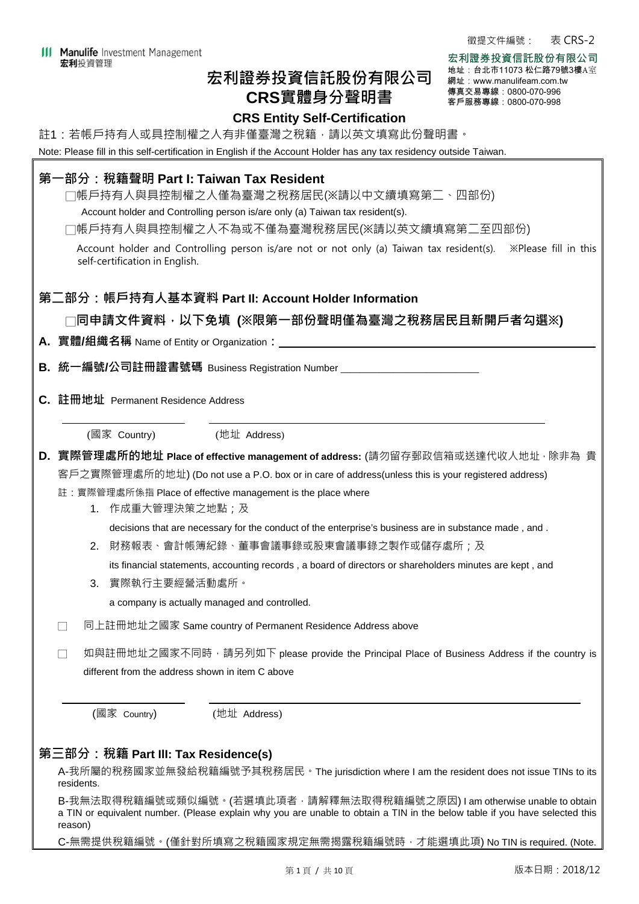徵提文件編號： 表 CRS-2

Manulife Investment Management
宏利投資管理

**宏利證券投資信託股份有限公司**
地址：台北市11073 松仁路79號3樓A室
網址：www.manulifeam.com.tw
傳真交易專線：0800-070-996
客戶服務專線：0800-070-998

# 宏利證券投資信託股份有限公司
# CRS實體身分聲明書

## CRS Entity Self-Certification

註1：若帳戶持有人或具控制權之人有非僅臺灣之稅籍，請以英文填寫此份聲明書。

Note: Please fill in this self-certification in English if the Account Holder has any tax residency outside Taiwan.

## 第一部分：稅籍聲明 Part I: Taiwan Tax Resident

□帳戶持有人與具控制權之人僅為臺灣之稅務居民(※請以中文續填寫第二、四部份)

Account holder and Controlling person is/are only (a) Taiwan tax resident(s).

□帳戶持有人與具控制權之人不為或不僅為臺灣稅務居民(※請以英文續填寫第二至四部份)

Account holder and Controlling person is/are not or not only (a) Taiwan tax resident(s). ※Please fill in this self-certification in English.

## 第二部分：帳戶持有人基本資料 Part II: Account Holder Information

**□同申請文件資料，以下免填 (※限第一部份聲明僅為臺灣之稅務居民且新開戶者勾選※)**

**A. 實體/組織名稱** Name of Entity or Organization：\_\_\_\_\_\_\_\_\_\_\_\_\_\_\_\_\_\_\_\_\_\_\_\_\_\_\_\_

**B. 統一編號/公司註冊證書號碼** Business Registration Number \_\_\_\_\_\_\_\_\_\_\_\_\_\_\_\_\_\_\_\_

**C. 註冊地址** Permanent Residence Address

\_\_\_\_\_\_\_\_\_\_\_\_\_\_ \_\_\_\_\_\_\_\_\_\_\_\_\_\_\_\_\_\_\_\_\_\_\_\_\_\_\_\_

(國家 Country) (地址 Address)

**D. 實際管理處所的地址 Place of effective management of address:** (請勿留存郵政信箱或送達代收人地址，除非為 貴客戶之實際管理處所的地址) (Do not use a P.O. box or in care of address(unless this is your registered address)

註：實際管理處所係指 Place of effective management is the place where

1. 作成重大管理決策之地點；及

   decisions that are necessary for the conduct of the enterprise's business are in substance made , and .

2. 財務報表、會計帳簿紀錄、董事會議事錄或股東會議事錄之製作或儲存處所；及

   its financial statements, accounting records , a board of directors or shareholders minutes are kept , and

3. 實際執行主要經營活動處所。

   a company is actually managed and controlled.

□ 同上註冊地址之國家 Same country of Permanent Residence Address above

□ 如與註冊地址之國家不同時，請另列如下 please provide the Principal Place of Business Address if the country is different from the address shown in item C above

\_\_\_\_\_\_\_\_\_\_\_\_\_\_ \_\_\_\_\_\_\_\_\_\_\_\_\_\_\_\_\_\_\_\_\_\_\_\_\_\_\_\_

(國家 Country) (地址 Address)

## 第三部分：稅籍 Part III: Tax Residence(s)

A-我所屬的稅務國家並無發給稅籍編號予其稅務居民。The jurisdiction where I am the resident does not issue TINs to its residents.

B-我無法取得稅籍編號或類似編號。(若選填此項者，請解釋無法取得稅籍編號之原因) I am otherwise unable to obtain a TIN or equivalent number. (Please explain why you are unable to obtain a TIN in the below table if you have selected this reason)

C-無需提供稅籍編號。(僅針對所填寫之稅籍國家規定無需揭露稅籍編號時，才能選填此項) No TIN is required. (Note.

版本日期：2018/12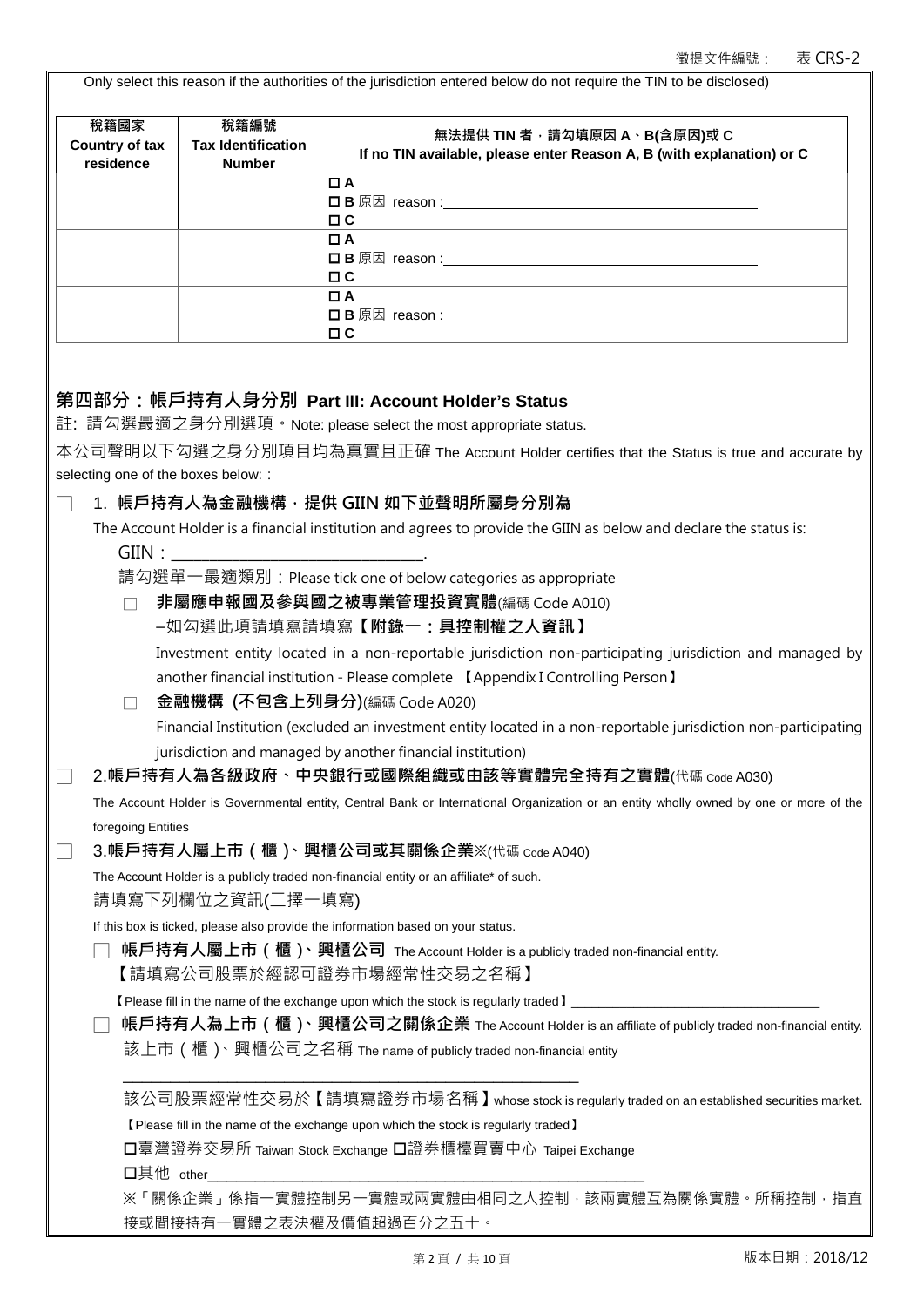徵提文件編號： 表 CRS-2

Only select this reason if the authorities of the jurisdiction entered below do not require the TIN to be disclosed)

| 稅籍國家 Country of tax residence | 稅籍編號 Tax Identification Number | 無法提供 TIN 者，請勾填原因 A、B(含原因)或 C If no TIN available, please enter Reason A, B (with explanation) or C |
|---|---|---|
| | | ☐ A<br>☐ B 原因 reason :\_\_\_\_\_\_\_\_\_\_\_\_\_\_\_\_\_\_\_\_<br>☐ C |
| | | ☐ A<br>☐ B 原因 reason :\_\_\_\_\_\_\_\_\_\_\_\_\_\_\_\_\_\_\_\_<br>☐ C |
| | | ☐ A<br>☐ B 原因 reason :\_\_\_\_\_\_\_\_\_\_\_\_\_\_\_\_\_\_\_\_<br>☐ C |

## 第四部分：帳戶持有人身分別 Part III: Account Holder's Status

註: 請勾選最適之身分別選項。Note: please select the most appropriate status.

本公司聲明以下勾選之身分別項目均為真實且正確 The Account Holder certifies that the Status is true and accurate by selecting one of the boxes below: :

☐ **1. 帳戶持有人為金融機構，提供 GIIN 如下並聲明所屬身分別為**

The Account Holder is a financial institution and agrees to provide the GIIN as below and declare the status is:

GIIN：\_\_\_\_\_\_\_\_\_\_\_\_\_\_\_\_\_\_\_\_\_\_\_\_\_\_\_\_\_\_.

請勾選單一最適類別：Please tick one of below categories as appropriate

☐ **非屬應申報國及參與國之被專業管理投資實體**(編碼 Code A010)

–如勾選此項請填寫請填寫**【附錄一：具控制權之人資訊】**

Investment entity located in a non-reportable jurisdiction non-participating jurisdiction and managed by another financial institution - Please complete 【Appendix I Controlling Person】

☐ **金融機構 (不包含上列身分)**(編碼 Code A020)

Financial Institution (excluded an investment entity located in a non-reportable jurisdiction non-participating jurisdiction and managed by another financial institution)

☐ **2.帳戶持有人為各級政府、中央銀行或國際組織或由該等實體完全持有之實體**(代碼 Code A030)

The Account Holder is Governmental entity, Central Bank or International Organization or an entity wholly owned by one or more of the foregoing Entities

☐ **3.帳戶持有人屬上市(櫃)、興櫃公司或其關係企業**※(代碼 Code A040)

The Account Holder is a publicly traded non-financial entity or an affiliate* of such.

請填寫下列欄位之資訊(二擇一填寫)

If this box is ticked, please also provide the information based on your status.

☐ **帳戶持有人屬上市(櫃)、興櫃公司** The Account Holder is a publicly traded non-financial entity.

【請填寫公司股票於經認可證券市場經常性交易之名稱】

【Please fill in the name of the exchange upon which the stock is regularly traded】\_\_\_\_\_\_\_\_\_\_\_\_\_\_\_\_\_\_\_\_\_\_\_\_\_\_\_\_\_\_

☐ **帳戶持有人為上市(櫃)、興櫃公司之關係企業** The Account Holder is an affiliate of publicly traded non-financial entity.

該上市(櫃)、興櫃公司之名稱 The name of publicly traded non-financial entity

\_\_\_\_\_\_\_\_\_\_\_\_\_\_\_\_\_\_\_\_\_\_\_\_\_\_\_\_\_\_\_\_\_\_\_\_\_\_\_\_

該公司股票經常性交易於【請填寫證券市場名稱】whose stock is regularly traded on an established securities market.

【Please fill in the name of the exchange upon which the stock is regularly traded】

☐臺灣證券交易所 Taiwan Stock Exchange ☐證券櫃檯買賣中心 Taipei Exchange

☐其他 other\_\_\_\_\_\_\_\_\_\_\_\_\_\_\_\_\_\_\_\_\_\_\_\_\_\_\_\_\_\_\_\_\_\_\_\_\_\_\_\_\_\_

※「關係企業」係指一實體控制另一實體或兩實體由相同之人控制，該兩實體互為關係實體。所稱控制，指直接或間接持有一實體之表決權及價值超過百分之五十。

版本日期：2018/12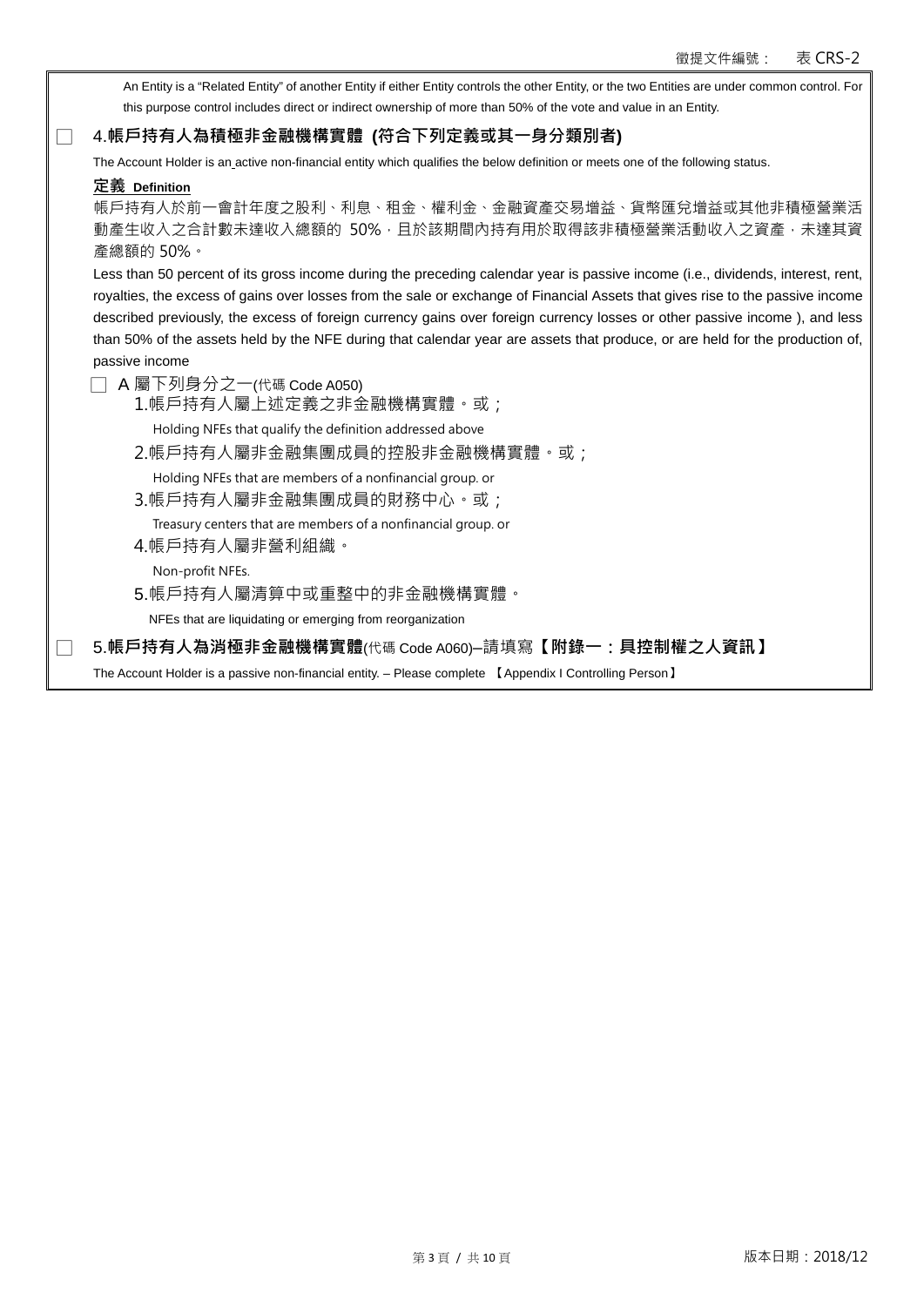An Entity is a "Related Entity" of another Entity if either Entity controls the other Entity, or the two Entities are under common control. For this purpose control includes direct or indirect ownership of more than 50% of the vote and value in an Entity.

☐ **4.帳戶持有人為積極非金融機構實體 (符合下列定義或其一身分類別者)**

The Account Holder is an active non-financial entity which qualifies the below definition or meets one of the following status.

**定義 Definition**

帳戶持有人於前一會計年度之股利、利息、租金、權利金、金融資產交易增益、貨幣匯兌增益或其他非積極營業活動產生收入之合計數未達收入總額的 50%，且於該期間內持有用於取得該非積極營業活動收入之資產，未達其資產總額的 50%。

Less than 50 percent of its gross income during the preceding calendar year is passive income (i.e., dividends, interest, rent, royalties, the excess of gains over losses from the sale or exchange of Financial Assets that gives rise to the passive income described previously, the excess of foreign currency gains over foreign currency losses or other passive income ), and less than 50% of the assets held by the NFE during that calendar year are assets that produce, or are held for the production of, passive income

☐ A 屬下列身分之一(代碼 Code A050)

1.帳戶持有人屬上述定義之非金融機構實體。或；

Holding NFEs that qualify the definition addressed above

2.帳戶持有人屬非金融集團成員的控股非金融機構實體。或；

Holding NFEs that are members of a nonfinancial group. or

3.帳戶持有人屬非金融集團成員的財務中心。或；

Treasury centers that are members of a nonfinancial group. or

4.帳戶持有人屬非營利組織。

Non-profit NFEs.

5.帳戶持有人屬清算中或重整中的非金融機構實體。

NFEs that are liquidating or emerging from reorganization

☐ **5.帳戶持有人為消極非金融機構實體**(代碼 Code A060)–請填寫**【附錄一：具控制權之人資訊】**

The Account Holder is a passive non-financial entity. – Please complete 【Appendix I Controlling Person】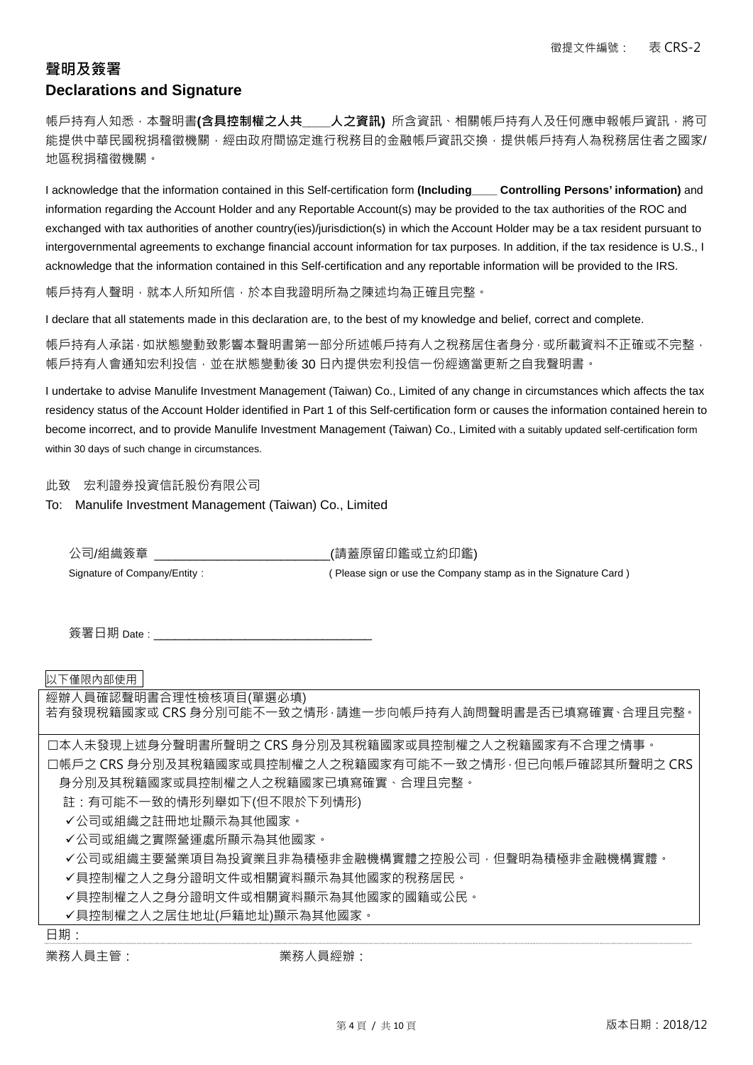徵提文件編號：　表 CRS-2

## 聲明及簽署
## Declarations and Signature

帳戶持有人知悉，本聲明書**(含具控制權之人共____人之資訊)** 所含資訊、相關帳戶持有人及任何應申報帳戶資訊，將可能提供中華民國稅捐稽徵機關，經由政府間協定進行稅務目的之金融帳戶資訊交換，提供帳戶持有人為稅務居住者之國家/地區稅捐稽徵機關。

I acknowledge that the information contained in this Self-certification form **(Including____ Controlling Persons' information)** and information regarding the Account Holder and any Reportable Account(s) may be provided to the tax authorities of the ROC and exchanged with tax authorities of another country(ies)/jurisdiction(s) in which the Account Holder may be a tax resident pursuant to intergovernmental agreements to exchange financial account information for tax purposes. In addition, if the tax residence is U.S., I acknowledge that the information contained in this Self-certification and any reportable information will be provided to the IRS.

帳戶持有人聲明，就本人所知所信，於本自我證明所為之陳述均為正確且完整。

I declare that all statements made in this declaration are, to the best of my knowledge and belief, correct and complete.

帳戶持有人承諾，如狀態變動致影響本聲明書第一部分所述帳戶持有人之稅務居住者身分，或所載資料不正確或不完整，帳戶持有人會通知宏利投信，並在狀態變動後 30 日內提供宏利投信一份經適當更新之自我聲明書。

I undertake to advise Manulife Investment Management (Taiwan) Co., Limited of any change in circumstances which affects the tax residency status of the Account Holder identified in Part 1 of this Self-certification form or causes the information contained herein to become incorrect, and to provide Manulife Investment Management (Taiwan) Co., Limited with a suitably updated self-certification form within 30 days of such change in circumstances.

此致　宏利證券投資信託股份有限公司

To:　Manulife Investment Management (Taiwan) Co., Limited

公司/組織簽章 __________________________(請蓋原留印鑑或立約印鑑)

Signature of Company/Entity：　( Please sign or use the Company stamp as in the Signature Card )

簽署日期 Date：_________________________________

以下僅限內部使用

經辦人員確認聲明書合理性檢核項目(單選必填)
若有發現稅籍國家或 CRS 身分別可能不一致之情形，請進一步向帳戶持有人詢問聲明書是否已填寫確實、合理且完整。

□本人未發現上述身分聲明書所聲明之 CRS 身分別及其稅籍國家或具控制權之人之稅籍國家有不合理之情事。

□帳戶之 CRS 身分別及其稅籍國家或具控制權之人之稅籍國家有可能不一致之情形，但已向帳戶確認其所聲明之 CRS 身分別及其稅籍國家或具控制權之人之稅籍國家已填寫確實、合理且完整。

註：有可能不一致的情形列舉如下(但不限於下列情形)

- ✓公司或組織之註冊地址顯示為其他國家。
- ✓公司或組織之實際營運處所顯示為其他國家。
- ✓公司或組織主要營業項目為投資業且非為積極非金融機構實體之控股公司，但聲明為積極非金融機構實體。
- ✓具控制權之人之身分證明文件或相關資料顯示為其他國家的稅務居民。
- ✓具控制權之人之身分證明文件或相關資料顯示為其他國家的國籍或公民。
- ✓具控制權之人之居住地址(戶籍地址)顯示為其他國家。

日期：

業務人員主管：　　　　　　　業務人員經辦：

版本日期：2018/12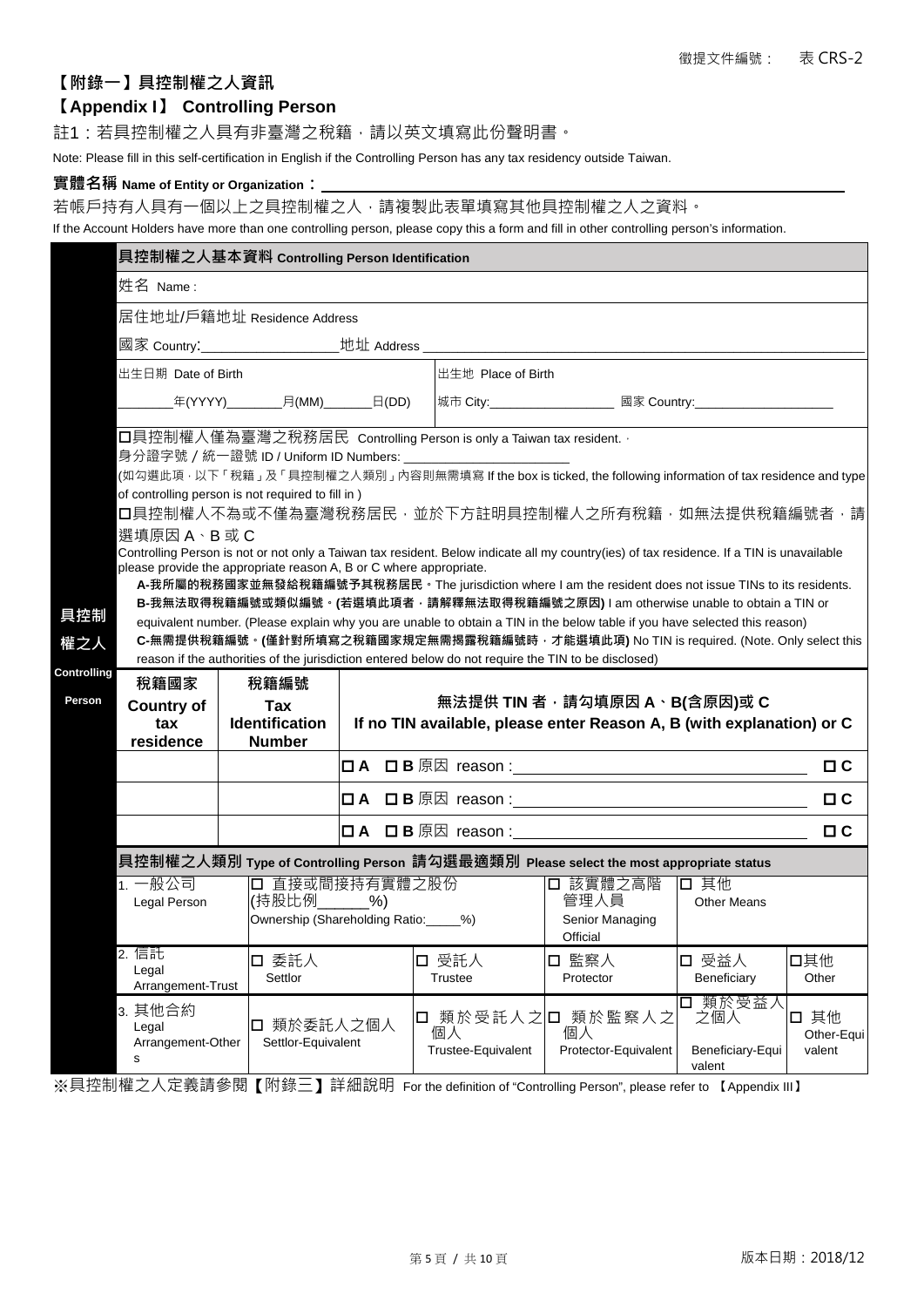徵提文件編號： 表 CRS-2

## 【附錄一】具控制權之人資訊

## 【Appendix I】 Controlling Person

註1：若具控制權之人具有非臺灣之稅籍，請以英文填寫此份聲明書。

Note: Please fill in this self-certification in English if the Controlling Person has any tax residency outside Taiwan.

**實體名稱 Name of Entity or Organization：** ____________________

若帳戶持有人具有一個以上之具控制權之人，請複製此表單填寫其他具控制權之人之資料。

If the Account Holders have more than one controlling person, please copy this a form and fill in other controlling person's information.

**具控制權之人 Controlling Person**

**具控制權之人基本資料 Controlling Person Identification**

姓名 Name :

居住地址/戶籍地址 Residence Address

國家 Country:__________________地址 Address ____________________

| 出生日期 Date of Birth | 出生地 Place of Birth |
|---|---|
| ________年(YYYY)________月(MM)_______日(DD) | 城市 City:__________________ 國家 Country:____________________ |

☐具控制權人僅為臺灣之稅務居民 Controlling Person is only a Taiwan tax resident.，

身分證字號 / 統一證號 ID / Uniform ID Numbers: ________________________

(如勾選此項，以下「稅籍」及「具控制權之人類別」內容則無需填寫 If the box is ticked, the following information of tax residence and type of controlling person is not required to fill in )

☐具控制權人不為或不僅為臺灣稅務居民，並於下方註明具控制權之人之所有稅籍，如無法提供稅籍編號者，請選填原因 A、B 或 C

Controlling Person is not or not only a Taiwan tax resident. Below indicate all my country(ies) of tax residence. If a TIN is unavailable please provide the appropriate reason A, B or C where appropriate.

**A-我所屬的稅務國家並無發給稅籍編號予其稅務居民。**The jurisdiction where I am the resident does not issue TINs to its residents.

**B-我無法取得稅籍編號或類似編號。(若選填此項者，請解釋無法取得稅籍編號之原因)** I am otherwise unable to obtain a TIN or equivalent number. (Please explain why you are unable to obtain a TIN in the below table if you have selected this reason)

**C-無需提供稅籍編號。(僅針對所填寫之稅籍國家規定無需揭露稅籍編號時，才能選填此項)** No TIN is required. (Note. Only select this reason if the authorities of the jurisdiction entered below do not require the TIN to be disclosed)

| **稅籍國家 Country of tax residence** | **稅籍編號 Tax Identification Number** | **無法提供 TIN 者，請勾填原因 A、B(含原因)或 C If no TIN available, please enter Reason A, B (with explanation) or C** |
|---|---|---|
| | | ☐A ☐B 原因 reason :____________________ ☐C |
| | | ☐A ☐B 原因 reason :____________________ ☐C |
| | | ☐A ☐B 原因 reason :____________________ ☐C |

**具控制權之人類別 Type of Controlling Person 請勾選最適類別 Please select the most appropriate status**

| | | | | | |
|---|---|---|---|---|---|
| 1. 一般公司 Legal Person | ☐ 直接或間接持有實體之股份(持股比例______%) Ownership (Shareholding Ratio:_____%) | | ☐ 該實體之高階管理人員 Senior Managing Official | ☐ 其他 Other Means | |
| 2. 信託 Legal Arrangement-Trust | ☐ 委託人 Settlor | ☐ 受託人 Trustee | ☐ 監察人 Protector | ☐ 受益人 Beneficiary | ☐其他 Other |
| 3. 其他合約 Legal Arrangement-Others | ☐ 類於委託人之個人 Settlor-Equivalent | ☐ 類於受託人之個人 Trustee-Equivalent | ☐ 類於監察人之個人 Protector-Equivalent | ☐ 類於受益人之個人 Beneficiary-Equivalent | ☐ 其他 Other-Equivalent |

※具控制權之人定義請參閱【附錄三】詳細說明 For the definition of "Controlling Person", please refer to 【Appendix III】

版本日期：2018/12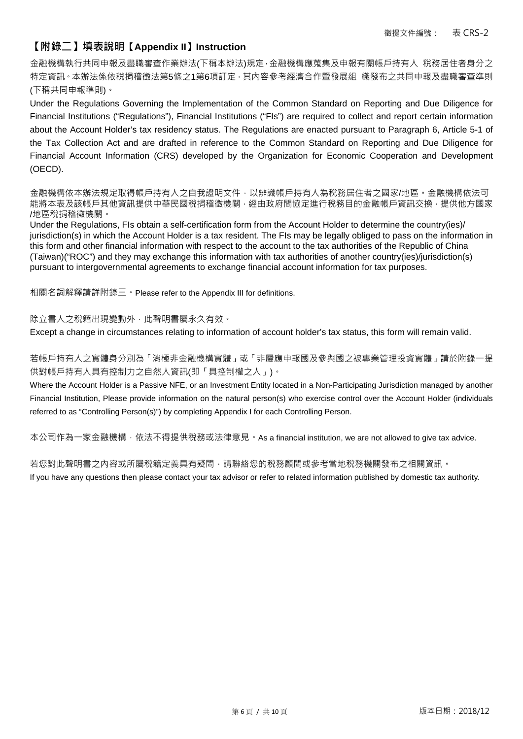徵提文件編號： 表 CRS-2

## 【附錄二】填表說明【Appendix II】Instruction

金融機構執行共同申報及盡職審查作業辦法(下稱本辦法)規定，金融機構應蒐集及申報有關帳戶持有人 稅務居住者身分之特定資訊。本辦法係依稅捐稽徵法第5條之1第6項訂定，其內容參考經濟合作暨發展組 織發布之共同申報及盡職審查準則(下稱共同申報準則)。

Under the Regulations Governing the Implementation of the Common Standard on Reporting and Due Diligence for Financial Institutions (“Regulations”), Financial Institutions (“FIs”) are required to collect and report certain information about the Account Holder’s tax residency status. The Regulations are enacted pursuant to Paragraph 6, Article 5-1 of the Tax Collection Act and are drafted in reference to the Common Standard on Reporting and Due Diligence for Financial Account Information (CRS) developed by the Organization for Economic Cooperation and Development (OECD).

金融機構依本辦法規定取得帳戶持有人之自我證明文件，以辨識帳戶持有人為稅務居住者之國家/地區。金融機構依法可能將本表及該帳戶其他資訊提供中華民國稅捐稽徵機關，經由政府間協定進行稅務目的金融帳戶資訊交換，提供他方國家/地區稅捐稽徵機關。

Under the Regulations, FIs obtain a self-certification form from the Account Holder to determine the country(ies)/ jurisdiction(s) in which the Account Holder is a tax resident. The FIs may be legally obliged to pass on the information in this form and other financial information with respect to the account to the tax authorities of the Republic of China (Taiwan)(“ROC”) and they may exchange this information with tax authorities of another country(ies)/jurisdiction(s) pursuant to intergovernmental agreements to exchange financial account information for tax purposes.

相關名詞解釋請詳附錄三。Please refer to the Appendix III for definitions.

除立書人之稅籍出現變動外，此聲明書屬永久有效。

Except a change in circumstances relating to information of account holder’s tax status, this form will remain valid.

若帳戶持有人之實體身分別為「消極非金融機構實體」或「非屬應申報國及參與國之被專業管理投資實體」請於附錄一提供對帳戶持有人具有控制力之自然人資訊(即「具控制權之人」)。

Where the Account Holder is a Passive NFE, or an Investment Entity located in a Non-Participating Jurisdiction managed by another Financial Institution, Please provide information on the natural person(s) who exercise control over the Account Holder (individuals referred to as “Controlling Person(s)”) by completing Appendix I for each Controlling Person.

本公司作為一家金融機構，依法不得提供稅務或法律意見。As a financial institution, we are not allowed to give tax advice.

若您對此聲明書之內容或所屬稅籍定義具有疑問，請聯絡您的稅務顧問或參考當地稅務機關發布之相關資訊。

If you have any questions then please contact your tax advisor or refer to related information published by domestic tax authority.

版本日期：2018/12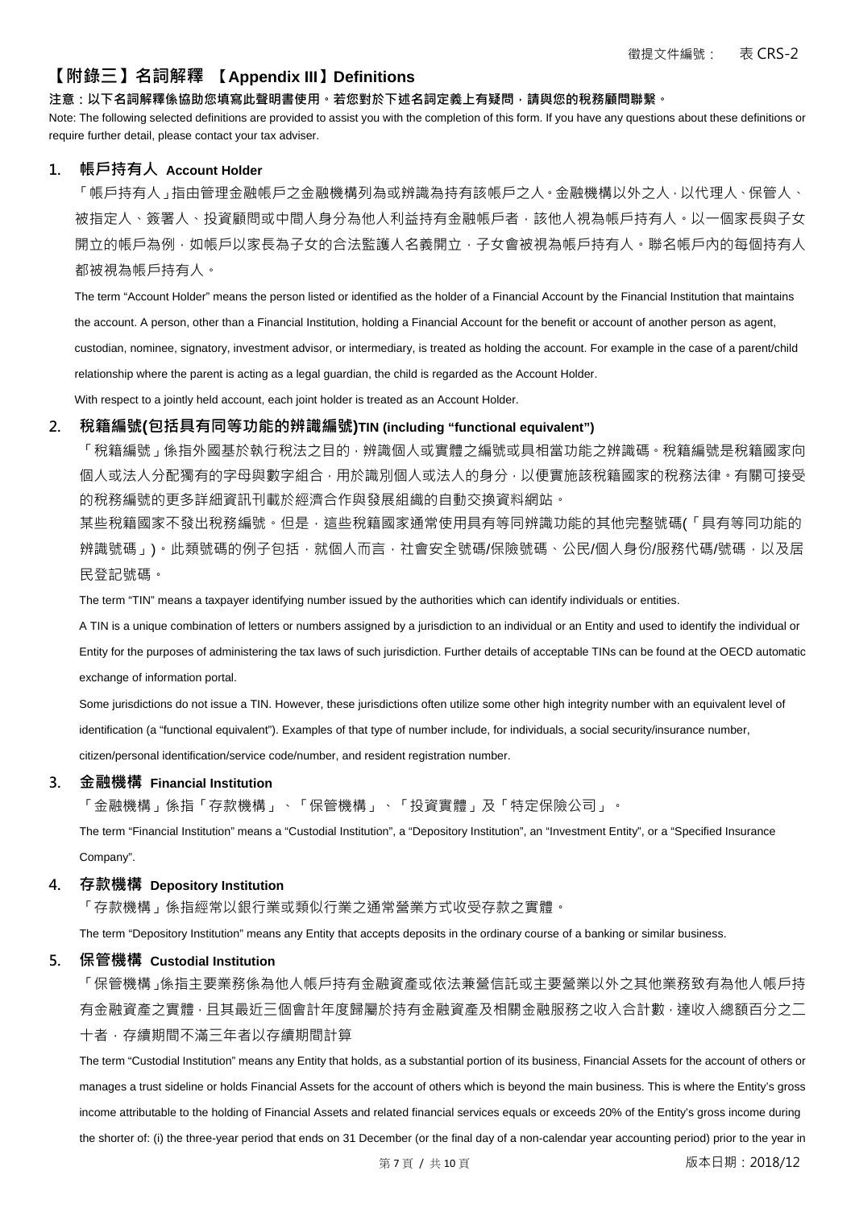徵提文件編號： 表 CRS-2

# 【附錄三】名詞解釋 【Appendix III】Definitions

**注意：以下名詞解釋係協助您填寫此聲明書使用。若您對於下述名詞定義上有疑問，請與您的稅務顧問聯繫。**

Note: The following selected definitions are provided to assist you with the completion of this form. If you have any questions about these definitions or require further detail, please contact your tax adviser.

## 1. 帳戶持有人 Account Holder

「帳戶持有人」指由管理金融帳戶之金融機構列為或辨識為持有該帳戶之人。金融機構以外之人，以代理人、保管人、被指定人、簽署人、投資顧問或中間人身分為他人利益持有金融帳戶者，該他人視為帳戶持有人。以一個家長與子女開立的帳戶為例，如帳戶以家長為子女的合法監護人名義開立，子女會被視為帳戶持有人。聯名帳戶內的每個持有人都被視為帳戶持有人。

The term "Account Holder" means the person listed or identified as the holder of a Financial Account by the Financial Institution that maintains the account. A person, other than a Financial Institution, holding a Financial Account for the benefit or account of another person as agent, custodian, nominee, signatory, investment advisor, or intermediary, is treated as holding the account. For example in the case of a parent/child relationship where the parent is acting as a legal guardian, the child is regarded as the Account Holder.

With respect to a jointly held account, each joint holder is treated as an Account Holder.

## 2. 稅籍編號(包括具有同等功能的辨識編號)TIN (including "functional equivalent")

「稅籍編號」係指外國基於執行稅法之目的，辨識個人或實體之編號或具相當功能之辨識碼。稅籍編號是稅籍國家向個人或法人分配獨有的字母與數字組合，用於識別個人或法人的身分，以便實施該稅籍國家的稅務法律。有關可接受的稅務編號的更多詳細資訊刊載於經濟合作與發展組織的自動交換資料網站。

某些稅籍國家不發出稅務編號。但是，這些稅籍國家通常使用具有等同辨識功能的其他完整號碼(「具有等同功能的辨識號碼」)。此類號碼的例子包括，就個人而言，社會安全號碼/保險號碼、公民/個人身份/服務代碼/號碼，以及居民登記號碼。

The term "TIN" means a taxpayer identifying number issued by the authorities which can identify individuals or entities.

A TIN is a unique combination of letters or numbers assigned by a jurisdiction to an individual or an Entity and used to identify the individual or Entity for the purposes of administering the tax laws of such jurisdiction. Further details of acceptable TINs can be found at the OECD automatic exchange of information portal.

Some jurisdictions do not issue a TIN. However, these jurisdictions often utilize some other high integrity number with an equivalent level of identification (a "functional equivalent"). Examples of that type of number include, for individuals, a social security/insurance number, citizen/personal identification/service code/number, and resident registration number.

## 3. 金融機構 Financial Institution

「金融機構」係指「存款機構」、「保管機構」、「投資實體」及「特定保險公司」。

The term "Financial Institution" means a "Custodial Institution", a "Depository Institution", an "Investment Entity", or a "Specified Insurance Company".

## 4. 存款機構 Depository Institution

「存款機構」係指經常以銀行業或類似行業之通常營業方式收受存款之實體。

The term "Depository Institution" means any Entity that accepts deposits in the ordinary course of a banking or similar business.

## 5. 保管機構 Custodial Institution

「保管機構」係指主要業務係為他人帳戶持有金融資產或依法兼營信託或主要營業以外之其他業務致有為他人帳戶持有金融資產之實體，且其最近三個會計年度歸屬於持有金融資產及相關金融服務之收入合計數，達收入總額百分之二十者，存續期間不滿三年者以存續期間計算

The term "Custodial Institution" means any Entity that holds, as a substantial portion of its business, Financial Assets for the account of others or manages a trust sideline or holds Financial Assets for the account of others which is beyond the main business. This is where the Entity's gross income attributable to the holding of Financial Assets and related financial services equals or exceeds 20% of the Entity's gross income during the shorter of: (i) the three-year period that ends on 31 December (or the final day of a non-calendar year accounting period) prior to the year in

版本日期：2018/12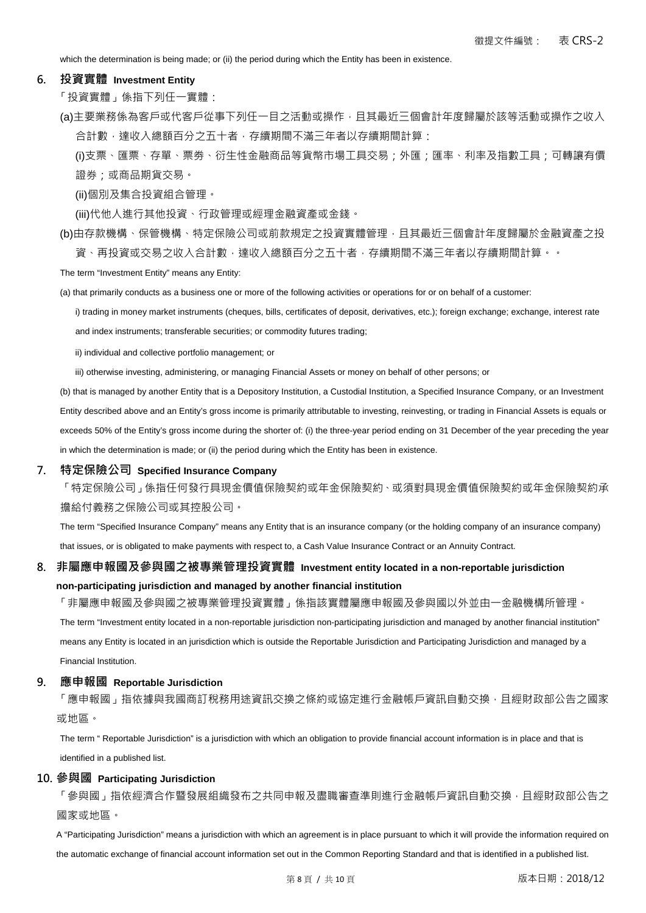which the determination is being made; or (ii) the period during which the Entity has been in existence.

## 6. 投資實體 Investment Entity

「投資實體」係指下列任一實體：

(a)主要業務係為客戶或代客戶從事下列任一目之活動或操作，且其最近三個會計年度歸屬於該等活動或操作之收入合計數，達收入總額百分之五十者，存續期間不滿三年者以存續期間計算：

(i)支票、匯票、存單、票券、衍生性金融商品等貨幣市場工具交易；外匯；匯率、利率及指數工具；可轉讓有價證券；或商品期貨交易。

(ii)個別及集合投資組合管理。

(iii)代他人進行其他投資、行政管理或經理金融資產或金錢。

(b)由存款機構、保管機構、特定保險公司或前款規定之投資實體管理，且其最近三個會計年度歸屬於金融資產之投資、再投資或交易之收入合計數，達收入總額百分之五十者，存續期間不滿三年者以存續期間計算。。

The term "Investment Entity" means any Entity:

(a) that primarily conducts as a business one or more of the following activities or operations for or on behalf of a customer:

i) trading in money market instruments (cheques, bills, certificates of deposit, derivatives, etc.); foreign exchange; exchange, interest rate and index instruments; transferable securities; or commodity futures trading;

ii) individual and collective portfolio management; or

iii) otherwise investing, administering, or managing Financial Assets or money on behalf of other persons; or

(b) that is managed by another Entity that is a Depository Institution, a Custodial Institution, a Specified Insurance Company, or an Investment Entity described above and an Entity's gross income is primarily attributable to investing, reinvesting, or trading in Financial Assets is equals or exceeds 50% of the Entity's gross income during the shorter of: (i) the three-year period ending on 31 December of the year preceding the year in which the determination is made; or (ii) the period during which the Entity has been in existence.

## 7. 特定保險公司 Specified Insurance Company

「特定保險公司」係指任何發行具現金價值保險契約或年金保險契約、或須對具現金價值保險契約或年金保險契約承擔給付義務之保險公司或其控股公司。

The term "Specified Insurance Company" means any Entity that is an insurance company (or the holding company of an insurance company) that issues, or is obligated to make payments with respect to, a Cash Value Insurance Contract or an Annuity Contract.

## 8. 非屬應申報國及參與國之被專業管理投資實體 Investment entity located in a non-reportable jurisdiction non-participating jurisdiction and managed by another financial institution

「非屬應申報國及參與國之被專業管理投資實體」係指該實體屬應申報國及參與國以外並由一金融機構所管理。

The term "Investment entity located in a non-reportable jurisdiction non-participating jurisdiction and managed by another financial institution" means any Entity is located in an jurisdiction which is outside the Reportable Jurisdiction and Participating Jurisdiction and managed by a Financial Institution.

## 9. 應申報國 Reportable Jurisdiction

「應申報國」指依據與我國商訂稅務用途資訊交換之條約或協定進行金融帳戶資訊自動交換，且經財政部公告之國家或地區。

The term " Reportable Jurisdiction" is a jurisdiction with which an obligation to provide financial account information is in place and that is identified in a published list.

## 10. 參與國 Participating Jurisdiction

「參與國」指依經濟合作暨發展組織發布之共同申報及盡職審查準則進行金融帳戶資訊自動交換，且經財政部公告之國家或地區。

A "Participating Jurisdiction" means a jurisdiction with which an agreement is in place pursuant to which it will provide the information required on the automatic exchange of financial account information set out in the Common Reporting Standard and that is identified in a published list.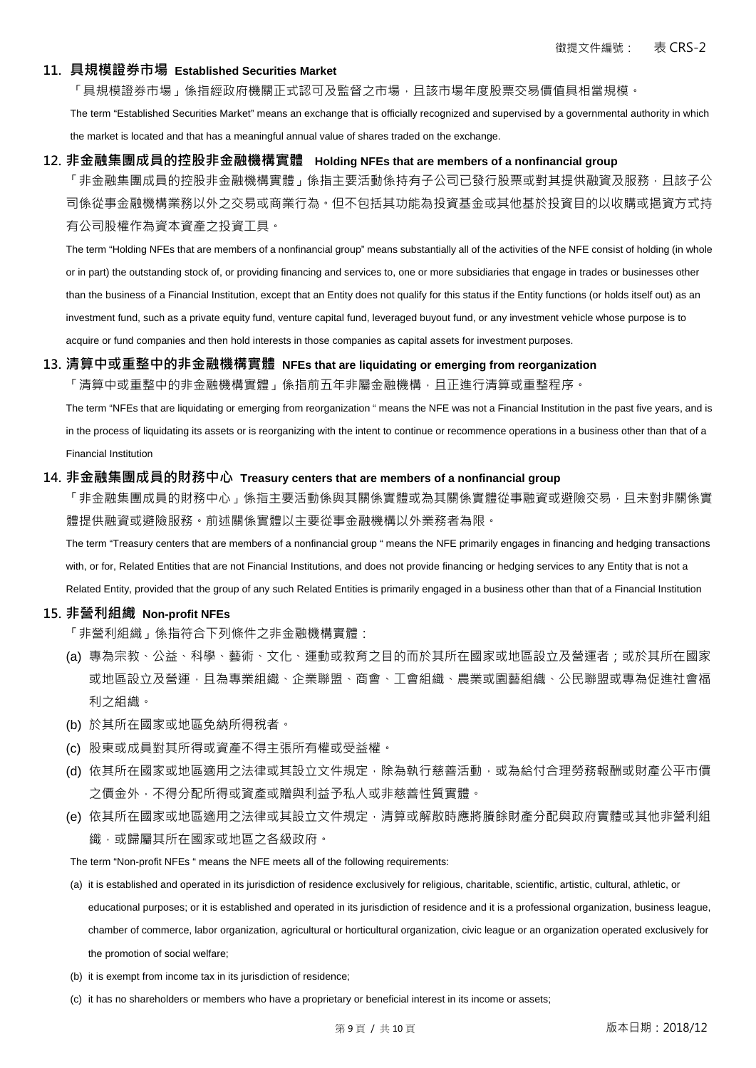### 11. 具規模證券市場 Established Securities Market

「具規模證券市場」係指經政府機關正式認可及監督之市場，且該市場年度股票交易價值具相當規模。

The term "Established Securities Market" means an exchange that is officially recognized and supervised by a governmental authority in which the market is located and that has a meaningful annual value of shares traded on the exchange.

### 12. 非金融集團成員的控股非金融機構實體 Holding NFEs that are members of a nonfinancial group

「非金融集團成員的控股非金融機構實體」係指主要活動係持有子公司已發行股票或對其提供融資及服務，且該子公司係從事金融機構業務以外之交易或商業行為。但不包括其功能為投資基金或其他基於投資目的以收購或挹資方式持有公司股權作為資本資產之投資工具。

The term "Holding NFEs that are members of a nonfinancial group" means substantially all of the activities of the NFE consist of holding (in whole or in part) the outstanding stock of, or providing financing and services to, one or more subsidiaries that engage in trades or businesses other than the business of a Financial Institution, except that an Entity does not qualify for this status if the Entity functions (or holds itself out) as an investment fund, such as a private equity fund, venture capital fund, leveraged buyout fund, or any investment vehicle whose purpose is to acquire or fund companies and then hold interests in those companies as capital assets for investment purposes.

### 13. 清算中或重整中的非金融機構實體 NFEs that are liquidating or emerging from reorganization

「清算中或重整中的非金融機構實體」係指前五年非屬金融機構，且正進行清算或重整程序。

The term "NFEs that are liquidating or emerging from reorganization " means the NFE was not a Financial Institution in the past five years, and is in the process of liquidating its assets or is reorganizing with the intent to continue or recommence operations in a business other than that of a Financial Institution

### 14. 非金融集團成員的財務中心 Treasury centers that are members of a nonfinancial group

「非金融集團成員的財務中心」係指主要活動係與其關係實體或為其關係實體從事融資或避險交易，且未對非關係實體提供融資或避險服務。前述關係實體以主要從事金融機構以外業務者為限。

The term "Treasury centers that are members of a nonfinancial group " means the NFE primarily engages in financing and hedging transactions with, or for, Related Entities that are not Financial Institutions, and does not provide financing or hedging services to any Entity that is not a Related Entity, provided that the group of any such Related Entities is primarily engaged in a business other than that of a Financial Institution

### 15. 非營利組織 Non-profit NFEs

「非營利組織」係指符合下列條件之非金融機構實體：

(a) 專為宗教、公益、科學、藝術、文化、運動或教育之目的而於其所在國家或地區設立及營運者；或於其所在國家或地區設立及營運，且為專業組織、企業聯盟、商會、工會組織、農業或園藝組織、公民聯盟或專為促進社會福利之組織。

(b) 於其所在國家或地區免納所得稅者。

(c) 股東或成員對其所得或資產不得主張所有權或受益權。

(d) 依其所在國家或地區適用之法律或其設立文件規定，除為執行慈善活動，或為給付合理勞務報酬或財產公平市價之價金外，不得分配所得或資產或贈與利益予私人或非慈善性質實體。

(e) 依其所在國家或地區適用之法律或其設立文件規定，清算或解散時應將賸餘財產分配與政府實體或其他非營利組織，或歸屬其所在國家或地區之各級政府。

The term "Non-profit NFEs " means the NFE meets all of the following requirements:

(a) it is established and operated in its jurisdiction of residence exclusively for religious, charitable, scientific, artistic, cultural, athletic, or educational purposes; or it is established and operated in its jurisdiction of residence and it is a professional organization, business league, chamber of commerce, labor organization, agricultural or horticultural organization, civic league or an organization operated exclusively for the promotion of social welfare;

(b) it is exempt from income tax in its jurisdiction of residence;

(c) it has no shareholders or members who have a proprietary or beneficial interest in its income or assets;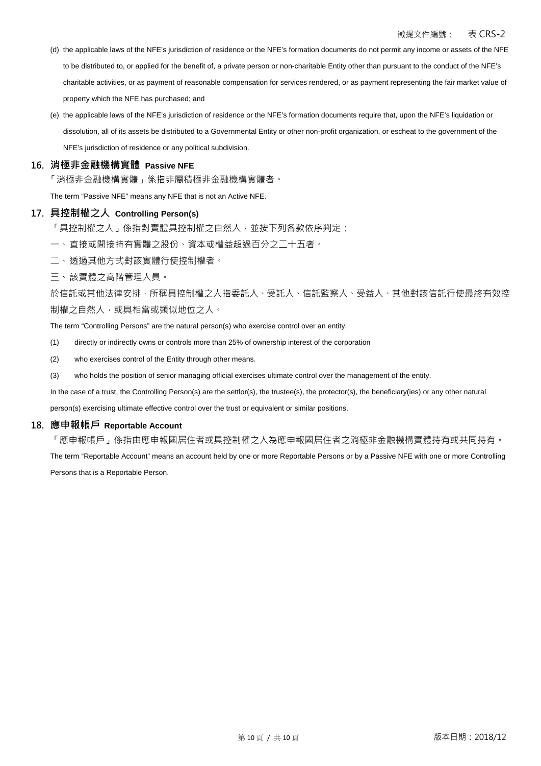(d) the applicable laws of the NFE's jurisdiction of residence or the NFE's formation documents do not permit any income or assets of the NFE to be distributed to, or applied for the benefit of, a private person or non-charitable Entity other than pursuant to the conduct of the NFE's charitable activities, or as payment of reasonable compensation for services rendered, or as payment representing the fair market value of property which the NFE has purchased; and

(e) the applicable laws of the NFE's jurisdiction of residence or the NFE's formation documents require that, upon the NFE's liquidation or dissolution, all of its assets be distributed to a Governmental Entity or other non-profit organization, or escheat to the government of the NFE's jurisdiction of residence or any political subdivision.

## 16. 消極非金融機構實體 Passive NFE

「消極非金融機構實體」係指非屬積極非金融機構實體者。

The term "Passive NFE" means any NFE that is not an Active NFE.

## 17. 具控制權之人 Controlling Person(s)

「具控制權之人」係指對實體具控制權之自然人，並按下列各款依序判定：

一、直接或間接持有實體之股份、資本或權益超過百分之二十五者。

二、透過其他方式對該實體行使控制權者。

三、該實體之高階管理人員。

於信託或其他法律安排，所稱具控制權之人指委託人、受託人、信託監察人、受益人、其他對該信託行使最終有效控制權之自然人，或具相當或類似地位之人。

The term "Controlling Persons" are the natural person(s) who exercise control over an entity.

(1) directly or indirectly owns or controls more than 25% of ownership interest of the corporation

(2) who exercises control of the Entity through other means.

(3) who holds the position of senior managing official exercises ultimate control over the management of the entity.

In the case of a trust, the Controlling Person(s) are the settlor(s), the trustee(s), the protector(s), the beneficiary(ies) or any other natural person(s) exercising ultimate effective control over the trust or equivalent or similar positions.

## 18. 應申報帳戶 Reportable Account

「應申報帳戶」係指由應申報國居住者或具控制權之人為應申報國居住者之消極非金融機構實體持有或共同持有。

The term "Reportable Account" means an account held by one or more Reportable Persons or by a Passive NFE with one or more Controlling Persons that is a Reportable Person.